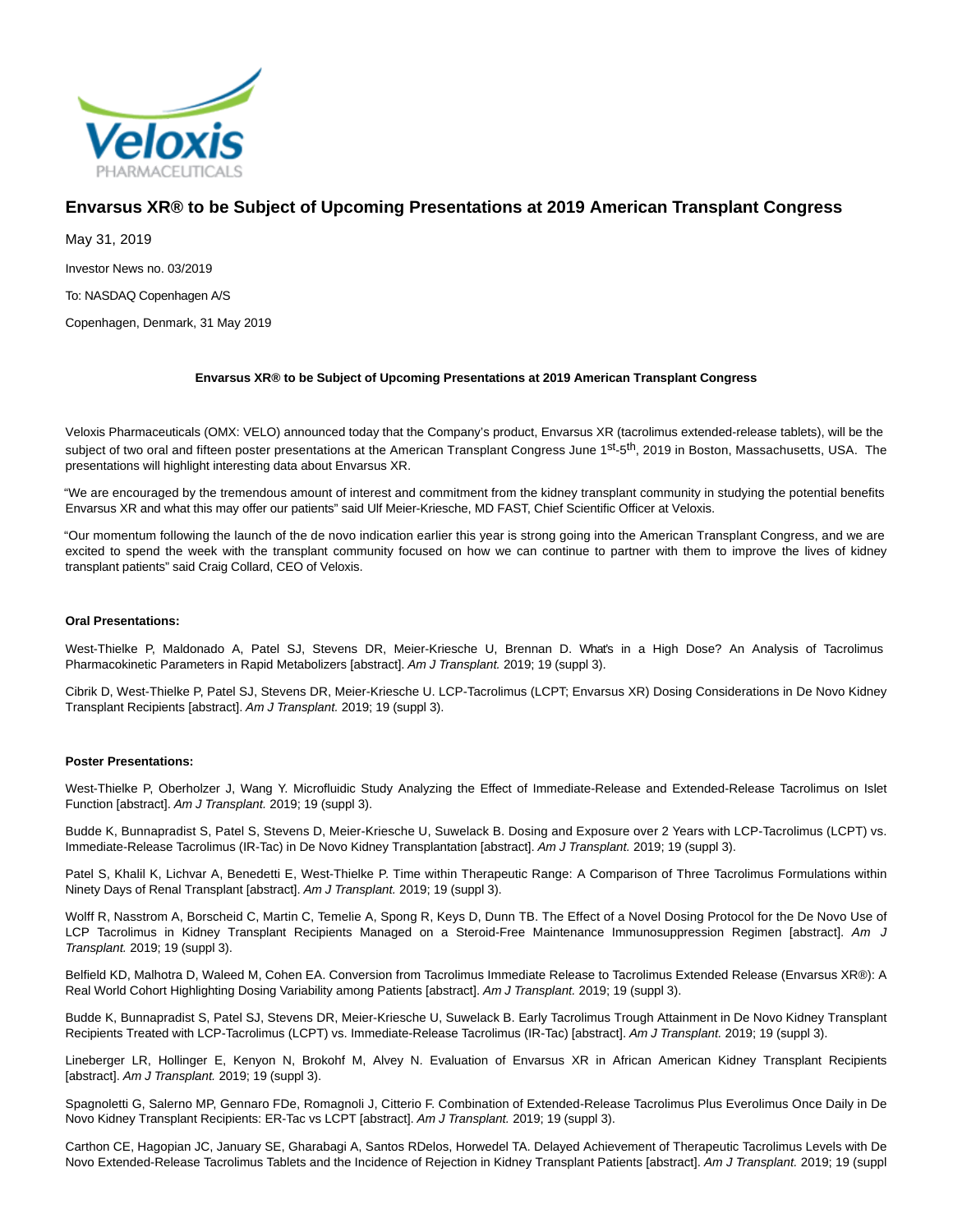# Envarsus XR® to be Subject of Upcoming Presentations at 2019 American Transplant Congress

May 31, 2019

Investor News no. 03/2019

To: NASDAQ Copenhagen A/S

Copenhagen, Denmark, 31 May 2019

**Envarsus XR® to be Subject of Upcoming Presentations at 2019 American Transplant Congress**

Veloxis Pharmaceuticals (OMX: VELO) announced today that the Company's product, Envarsus XR (tacrolimus extended-release tablets), will be the subject of two oral and fifteen poster presentations at the American Transplant Congress June 1st-5th, 2019 in Boston, Massachusetts, USA. The presentations will highlight interesting data about Envarsus XR.

"We are encouraged by the tremendous amount of interest and commitment from the kidney transplant community in studying the potential benefits Envarsus XR and what this may offer our patients" said Ulf Meier-Kriesche, MD FAST, Chief Scientific Officer at Veloxis.

"Our momentum following the launch of the de novo indication earlier this year is strong going into the American Transplant Congress, and we are excited to spend the week with the transplant community focused on how we can continue to partner with them to improve the lives of kidney transplant patients" said Craig Collard, CEO of Veloxis.

**Oral Presentations:**

West-Thielke P, Maldonado A, Patel SJ, Stevens DR, Meier-Kriesche U, Brennan D. What's in a High Dose? An Analysis of Tacrolimus Pharmacokinetic Parameters in Rapid Metabolizers [abstract]. *Am J Transplant.* 2019; 19 (suppl 3).

Cibrik D, West-Thielke P, Patel SJ, Stevens DR, Meier-Kriesche U. LCP-Tacrolimus (LCPT; Envarsus XR) Dosing Considerations in De Novo Kidney Transplant Recipients [abstract]. *Am J Transplant.* 2019; 19 (suppl 3).

**Poster Presentations:**

West-Thielke P, Oberholzer J, Wang Y. Microfluidic Study Analyzing the Effect of Immediate-Release and Extended-Release Tacrolimus on Islet Function [abstract]. *Am J Transplant.* 2019; 19 (suppl 3).

Budde K, Bunnapradist S, Patel S, Stevens D, Meier-Kriesche U, Suwelack B. Dosing and Exposure over 2 Years with LCP-Tacrolimus (LCPT) vs. Immediate-Release Tacrolimus (IR-Tac) in De Novo Kidney Transplantation [abstract]. *Am J Transplant.* 2019; 19 (suppl 3).

Patel S, Khalil K, Lichvar A, Benedetti E, West-Thielke P. Time within Therapeutic Range: A Comparison of Three Tacrolimus Formulations within Ninety Days of Renal Transplant [abstract]. *Am J Transplant.* 2019; 19 (suppl 3).

Wolff R, Nasstrom A, Borscheid C, Martin C, Temelie A, Spong R, Keys D, Dunn TB. The Effect of a Novel Dosing Protocol for the De Novo Use of LCP Tacrolimus in Kidney Transplant Recipients Managed on a Steroid-Free Maintenance Immunosuppression Regimen [abstract]. *Am J Transplant.* 2019; 19 (suppl 3).

Belfield KD, Malhotra D, Waleed M, Cohen EA. Conversion from Tacrolimus Immediate Release to Tacrolimus Extended Release (Envarsus XR®): A Real World Cohort Highlighting Dosing Variability among Patients [abstract]. *Am J Transplant.* 2019; 19 (suppl 3).

Budde K, Bunnapradist S, Patel SJ, Stevens DR, Meier-Kriesche U, Suwelack B. Early Tacrolimus Trough Attainment in De Novo Kidney Transplant Recipients Treated with LCP-Tacrolimus (LCPT) vs. Immediate-Release Tacrolimus (IR-Tac) [abstract]. *Am J Transplant.* 2019; 19 (suppl 3).

Lineberger LR, Hollinger E, Kenyon N, Brokohf M, Alvey N. Evaluation of Envarsus XR in African American Kidney Transplant Recipients [abstract]. *Am J Transplant.* 2019; 19 (suppl 3).

Spagnoletti G, Salerno MP, Gennaro FDe, Romagnoli J, Citterio F. Combination of Extended-Release Tacrolimus Plus Everolimus Once Daily in De Novo Kidney Transplant Recipients: ER-Tac vs LCPT [abstract]. *Am J Transplant.* 2019; 19 (suppl 3).

Carthon CE, Hagopian JC, January SE, Gharabagi A, Santos RDelos, Horwedel TA. Delayed Achievement of Therapeutic Tacrolimus Levels with De Novo Extended-Release Tacrolimus Tablets and the Incidence of Rejection in Kidney Transplant Patients [abstract]. *Am J Transplant.* 2019; 19 (suppl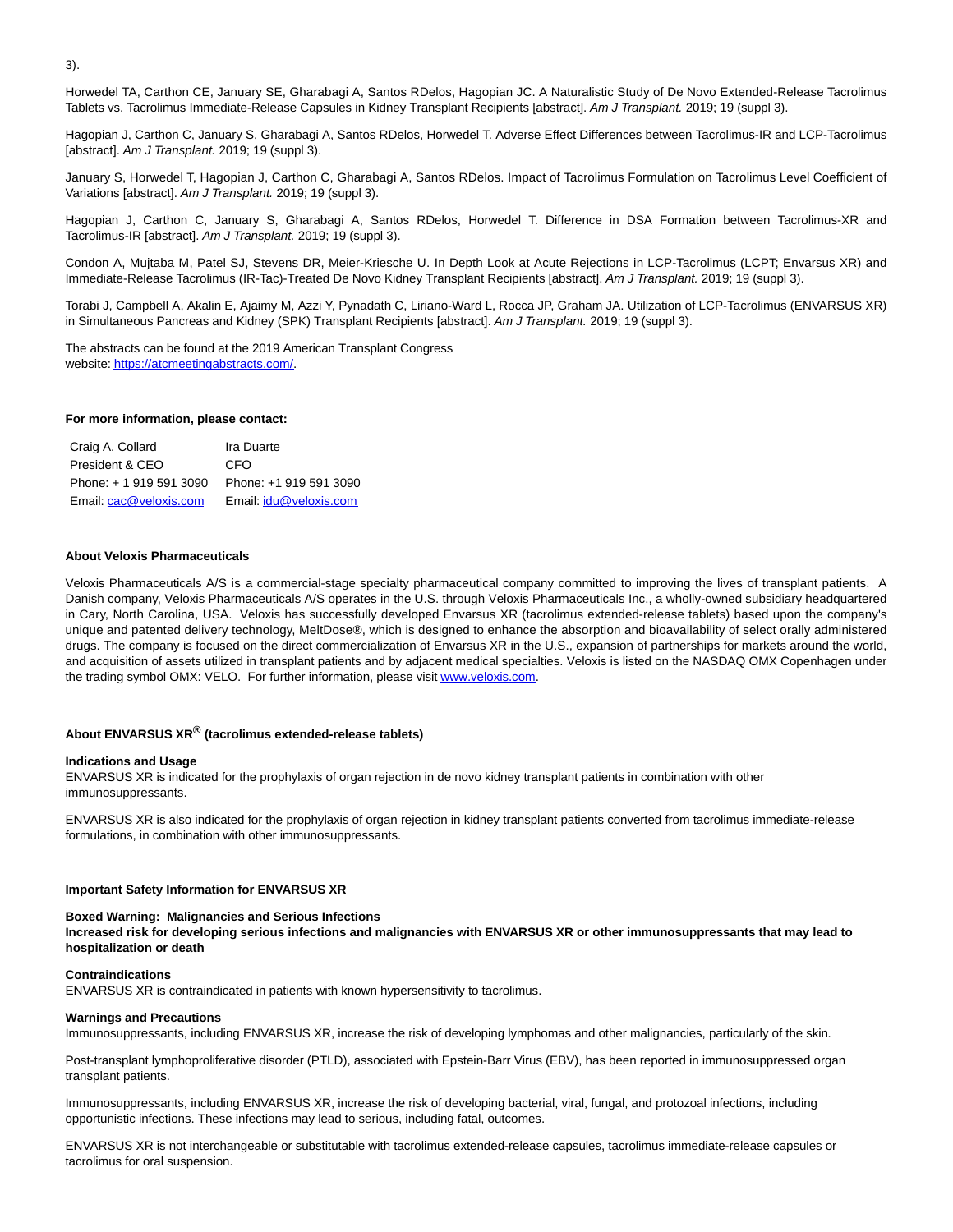3).

Horwedel TA, Carthon CE, January SE, Gharabagi A, Santos RDelos, Hagopian JC. A Naturalistic Study of De Novo Extended-Release Tacrolimus Tablets vs. Tacrolimus Immediate-Release Capsules in Kidney Transplant Recipients [abstract]. *Am J Transplant.* 2019; 19 (suppl 3).

Hagopian J, Carthon C, January S, Gharabagi A, Santos RDelos, Horwedel T. Adverse Effect Differences between Tacrolimus-IR and LCP-Tacrolimus [abstract]. *Am J Transplant.* 2019; 19 (suppl 3).

January S, Horwedel T, Hagopian J, Carthon C, Gharabagi A, Santos RDelos. Impact of Tacrolimus Formulation on Tacrolimus Level Coefficient of Variations [abstract]. *Am J Transplant.* 2019; 19 (suppl 3).

Hagopian J, Carthon C, January S, Gharabagi A, Santos RDelos, Horwedel T. Difference in DSA Formation between Tacrolimus-XR and Tacrolimus-IR [abstract]. *Am J Transplant.* 2019; 19 (suppl 3).

Condon A, Mujtaba M, Patel SJ, Stevens DR, Meier-Kriesche U. In Depth Look at Acute Rejections in LCP-Tacrolimus (LCPT; Envarsus XR) and Immediate-Release Tacrolimus (IR-Tac)-Treated De Novo Kidney Transplant Recipients [abstract]. *Am J Transplant.* 2019; 19 (suppl 3).

Torabi J, Campbell A, Akalin E, Ajaimy M, Azzi Y, Pynadath C, Liriano-Ward L, Rocca JP, Graham JA. Utilization of LCP-Tacrolimus (ENVARSUS XR) in Simultaneous Pancreas and Kidney (SPK) Transplant Recipients [abstract]. *Am J Transplant.* 2019; 19 (suppl 3).

The abstracts can be found at the 2019 American Transplant Congress website: https://atcmeetingabstracts.com/.

**For more information, please contact:**

| Craig A. Collard | Ira Duarte |
|---|---|
| President & CEO | CFO |
| Phone: + 1 919 591 3090 | Phone: +1 919 591 3090 |
| Email: cac@veloxis.com | Email: idu@veloxis.com |

**About Veloxis Pharmaceuticals**

Veloxis Pharmaceuticals A/S is a commercial-stage specialty pharmaceutical company committed to improving the lives of transplant patients. A Danish company, Veloxis Pharmaceuticals A/S operates in the U.S. through Veloxis Pharmaceuticals Inc., a wholly-owned subsidiary headquartered in Cary, North Carolina, USA. Veloxis has successfully developed Envarsus XR (tacrolimus extended-release tablets) based upon the company's unique and patented delivery technology, MeltDose®, which is designed to enhance the absorption and bioavailability of select orally administered drugs. The company is focused on the direct commercialization of Envarsus XR in the U.S., expansion of partnerships for markets around the world, and acquisition of assets utilized in transplant patients and by adjacent medical specialties. Veloxis is listed on the NASDAQ OMX Copenhagen under the trading symbol OMX: VELO. For further information, please visit www.veloxis.com.

**About ENVARSUS XR® (tacrolimus extended-release tablets)**

**Indications and Usage**
ENVARSUS XR is indicated for the prophylaxis of organ rejection in de novo kidney transplant patients in combination with other immunosuppressants.

ENVARSUS XR is also indicated for the prophylaxis of organ rejection in kidney transplant patients converted from tacrolimus immediate-release formulations, in combination with other immunosuppressants.

**Important Safety Information for ENVARSUS XR**

**Boxed Warning: Malignancies and Serious Infections**
**Increased risk for developing serious infections and malignancies with ENVARSUS XR or other immunosuppressants that may lead to hospitalization or death**

**Contraindications**
ENVARSUS XR is contraindicated in patients with known hypersensitivity to tacrolimus.

**Warnings and Precautions**
Immunosuppressants, including ENVARSUS XR, increase the risk of developing lymphomas and other malignancies, particularly of the skin.

Post-transplant lymphoproliferative disorder (PTLD), associated with Epstein-Barr Virus (EBV), has been reported in immunosuppressed organ transplant patients.

Immunosuppressants, including ENVARSUS XR, increase the risk of developing bacterial, viral, fungal, and protozoal infections, including opportunistic infections. These infections may lead to serious, including fatal, outcomes.

ENVARSUS XR is not interchangeable or substitutable with tacrolimus extended-release capsules, tacrolimus immediate-release capsules or tacrolimus for oral suspension.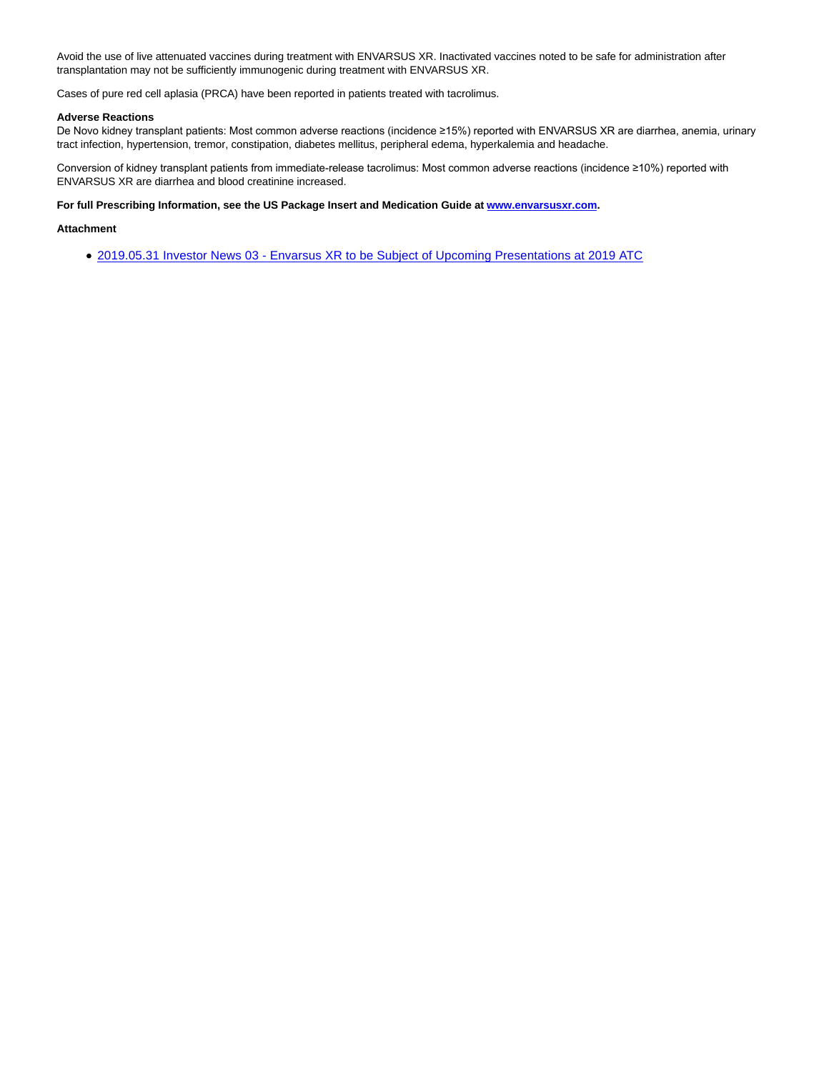Avoid the use of live attenuated vaccines during treatment with ENVARSUS XR. Inactivated vaccines noted to be safe for administration after transplantation may not be sufficiently immunogenic during treatment with ENVARSUS XR.

Cases of pure red cell aplasia (PRCA) have been reported in patients treated with tacrolimus.

**Adverse Reactions**
De Novo kidney transplant patients: Most common adverse reactions (incidence ≥15%) reported with ENVARSUS XR are diarrhea, anemia, urinary tract infection, hypertension, tremor, constipation, diabetes mellitus, peripheral edema, hyperkalemia and headache.

Conversion of kidney transplant patients from immediate-release tacrolimus: Most common adverse reactions (incidence ≥10%) reported with ENVARSUS XR are diarrhea and blood creatinine increased.

**For full Prescribing Information, see the US Package Insert and Medication Guide at [www.envarsusxr.com](www.envarsusxr.com).**

**Attachment**

- 2019.05.31 Investor News 03 - Envarsus XR to be Subject of Upcoming Presentations at 2019 ATC